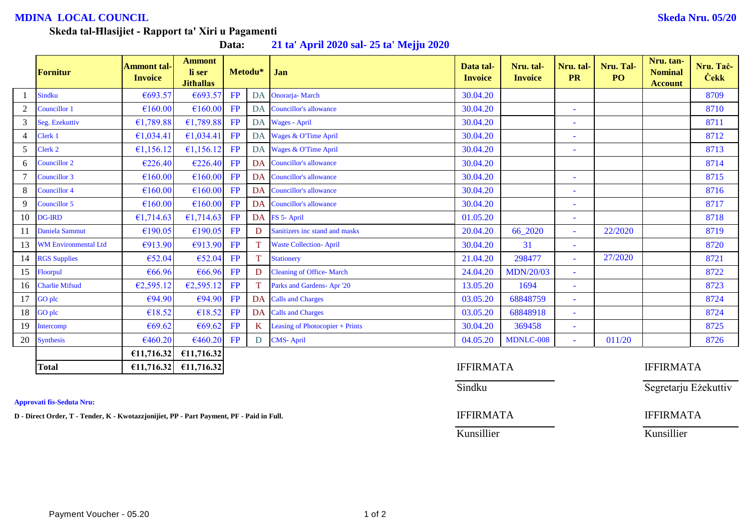**MDINA LOCAL COUNCIL** **Skeda Nru. 05/20**

**Skeda tal-Ħlasijiet - Rapport ta' Xiri u Pagamenti**

**Data: 21 ta' April 2020 sal- 25 ta' Mejju 2020**

| | Fornitur | Ammont tal-Invoice | Ammont li ser Jithallas | Metodu* | | Jan | Data tal-Invoice | Nru. tal-Invoice | Nru. tal-PR | Nru. Tal-PO | Nru. tan-Nominal Account | Nru. Taċ-Ċekk |
|---|---|---|---|---|---|---|---|---|---|---|---|---|
| 1 | Sindku | €693.57 | €693.57 | FP | DA | Onorarja- March | 30.04.20 | | | | | 8709 |
| 2 | Councillor 1 | €160.00 | €160.00 | FP | DA | Councillor's allowance | 30.04.20 | | - | | | 8710 |
| 3 | Seg. Ezekuttiv | €1,789.88 | €1,789.88 | FP | DA | Wages - April | 30.04.20 | | - | | | 8711 |
| 4 | Clerk 1 | €1,034.41 | €1,034.41 | FP | DA | Wages & O'Time April | 30.04.20 | | - | | | 8712 |
| 5 | Clerk 2 | €1,156.12 | €1,156.12 | FP | DA | Wages & O'Time April | 30.04.20 | | - | | | 8713 |
| 6 | Councillor 2 | €226.40 | €226.40 | FP | DA | Councillor's allowance | 30.04.20 | | | | | 8714 |
| 7 | Councillor 3 | €160.00 | €160.00 | FP | DA | Councillor's allowance | 30.04.20 | | - | | | 8715 |
| 8 | Councillor 4 | €160.00 | €160.00 | FP | DA | Councillor's allowance | 30.04.20 | | - | | | 8716 |
| 9 | Councillor 5 | €160.00 | €160.00 | FP | DA | Councillor's allowance | 30.04.20 | | - | | | 8717 |
| 10 | DG-IRD | €1,714.63 | €1,714.63 | FP | DA | FS 5- April | 01.05.20 | | - | | | 8718 |
| 11 | Daniela Sammut | €190.05 | €190.05 | FP | D | Sanitizers inc stand and masks | 20.04.20 | 66_2020 | - | 22/2020 | | 8719 |
| 13 | WM Environmental Ltd | €913.90 | €913.90 | FP | T | Waste Collection- April | 30.04.20 | 31 | - | | | 8720 |
| 14 | RGS Supplies | €52.04 | €52.04 | FP | T | Stationery | 21.04.20 | 298477 | - | 27/2020 | | 8721 |
| 15 | Floorpul | €66.96 | €66.96 | FP | D | Cleaning of Office- March | 24.04.20 | MDN/20/03 | - | | | 8722 |
| 16 | Charlie Mifsud | €2,595.12 | €2,595.12 | FP | T | Parks and Gardens- Apr '20 | 13.05.20 | 1694 | - | | | 8723 |
| 17 | GO plc | €94.90 | €94.90 | FP | DA | Calls and Charges | 03.05.20 | 68848759 | - | | | 8724 |
| 18 | GO plc | €18.52 | €18.52 | FP | DA | Calls and Charges | 03.05.20 | 68848918 | - | | | 8724 |
| 19 | Intercomp | €69.62 | €69.62 | FP | K | Leasing of Photocopier + Prints | 30.04.20 | 369458 | - | | | 8725 |
| 20 | Synthesis | €460.20 | €460.20 | FP | D | CMS- April | 04.05.20 | MDNLC-008 | - | 011/20 | | 8726 |
| | | €11,716.32 | €11,716.32 | | | | | | | | | |
| | **Total** | €11,716.32 | €11,716.32 | | | | | | | | | |

IFFIRMATA ____________________ Sindku

IFFIRMATA ____________________ Segretarju Eżekuttiv

IFFIRMATA ____________________ Kunsillier

IFFIRMATA ____________________ Kunsillier

**Approvati fis-Seduta Nru:**

**D - Direct Order, T - Tender, K - Kwotazzjonijiet, PP - Part Payment, PF - Paid in Full.**

Payment Voucher - 05.20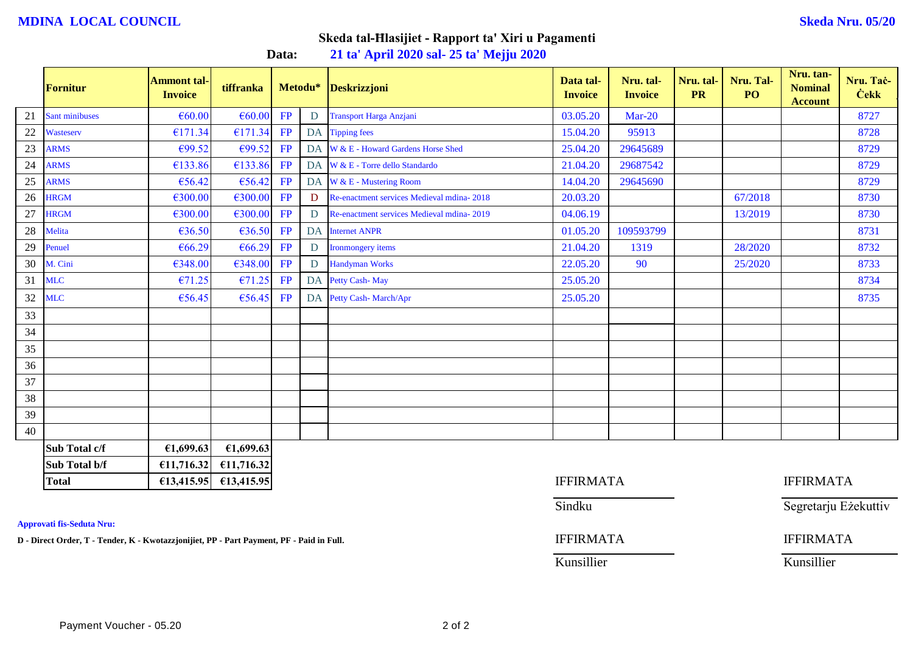**MDINA LOCAL COUNCIL**

**Skeda Nru. 05/20**

## Skeda tal-Ħlasijiet - Rapport ta' Xiri u Pagamenti

**Data:** **21 ta' April 2020 sal- 25 ta' Mejju 2020**

| | Fornitur | Ammont tal-Invoice | tiffranka | Metodu* | | Deskrizzjoni | Data tal-Invoice | Nru. tal-Invoice | Nru. tal-PR | Nru. Tal-PO | Nru. tan-Nominal Account | Nru. Taċ-Ċekk |
|---|---|---|---|---|---|---|---|---|---|---|---|---|
| 21 | Sant minibuses | €60.00 | €60.00 | FP | D | Transport Harga Anzjani | 03.05.20 | Mar-20 | | | | 8727 |
| 22 | Wasteserv | €171.34 | €171.34 | FP | DA | Tipping fees | 15.04.20 | 95913 | | | | 8728 |
| 23 | ARMS | €99.52 | €99.52 | FP | DA | W & E - Howard Gardens Horse Shed | 25.04.20 | 29645689 | | | | 8729 |
| 24 | ARMS | €133.86 | €133.86 | FP | DA | W & E - Torre dello Standardo | 21.04.20 | 29687542 | | | | 8729 |
| 25 | ARMS | €56.42 | €56.42 | FP | DA | W & E - Mustering Room | 14.04.20 | 29645690 | | | | 8729 |
| 26 | HRGM | €300.00 | €300.00 | FP | D | Re-enactment services Medieval mdina- 2018 | 20.03.20 | | | 67/2018 | | 8730 |
| 27 | HRGM | €300.00 | €300.00 | FP | D | Re-enactment services Medieval mdina- 2019 | 04.06.19 | | | 13/2019 | | 8730 |
| 28 | Melita | €36.50 | €36.50 | FP | DA | Internet ANPR | 01.05.20 | 109593799 | | | | 8731 |
| 29 | Penuel | €66.29 | €66.29 | FP | D | Ironmongery items | 21.04.20 | 1319 | | 28/2020 | | 8732 |
| 30 | M. Cini | €348.00 | €348.00 | FP | D | Handyman Works | 22.05.20 | 90 | | 25/2020 | | 8733 |
| 31 | MLC | €71.25 | €71.25 | FP | DA | Petty Cash- May | 25.05.20 | | | | | 8734 |
| 32 | MLC | €56.45 | €56.45 | FP | DA | Petty Cash- March/Apr | 25.05.20 | | | | | 8735 |
| 33 | | | | | | | | | | | | |
| 34 | | | | | | | | | | | | |
| 35 | | | | | | | | | | | | |
| 36 | | | | | | | | | | | | |
| 37 | | | | | | | | | | | | |
| 38 | | | | | | | | | | | | |
| 39 | | | | | | | | | | | | |
| 40 | | | | | | | | | | | | |

| | | |
|---|---|---|
| **Sub Total c/f** | **€1,699.63** | **€1,699.63** |
| **Sub Total b/f** | **€11,716.32** | **€11,716.32** |
| **Total** | **€13,415.95** | **€13,415.95** |

IFFIRMATA

Sindku

IFFIRMATA

Segretarju Eżekuttiv

IFFIRMATA

Kunsillier

IFFIRMATA

Kunsillier

**Approvati fis-Seduta Nru:**

**D - Direct Order, T - Tender, K - Kwotazzjonijiet, PP - Part Payment, PF - Paid in Full.**

Payment Voucher - 05.20